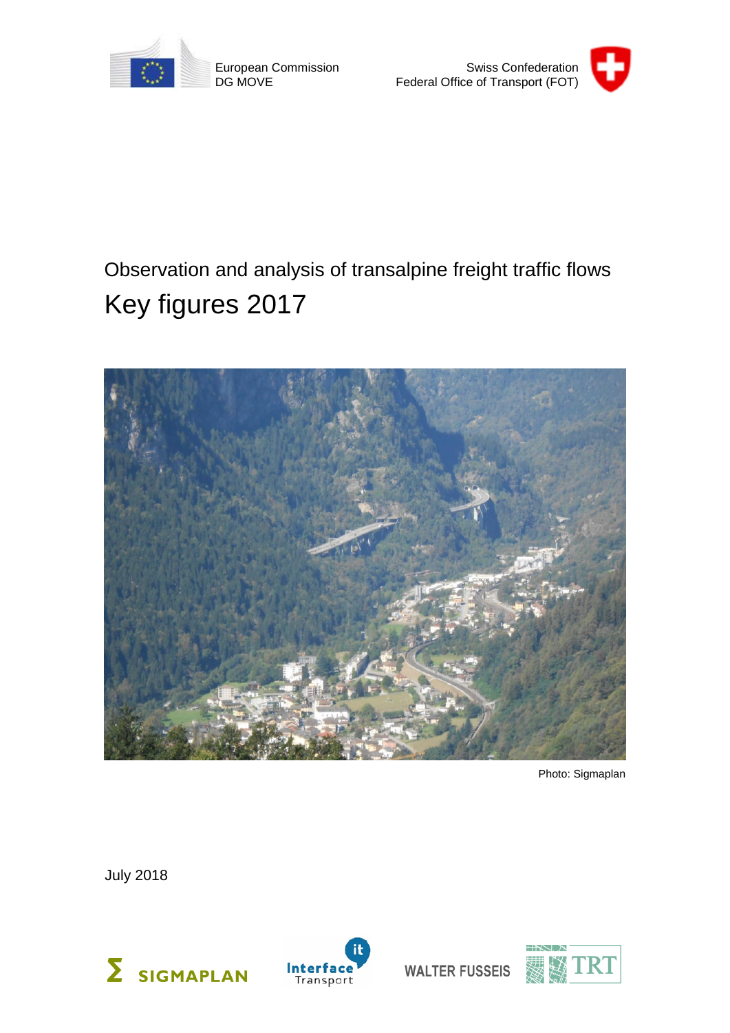European Commission
DG MOVE

Swiss Confederation
Federal Office of Transport (FOT)

Observation and analysis of transalpine freight traffic flows

# Key figures 2017

Photo: Sigmaplan

July 2018

SIGMAPLAN · Interface Transport · WALTER FUSSEIS · TRT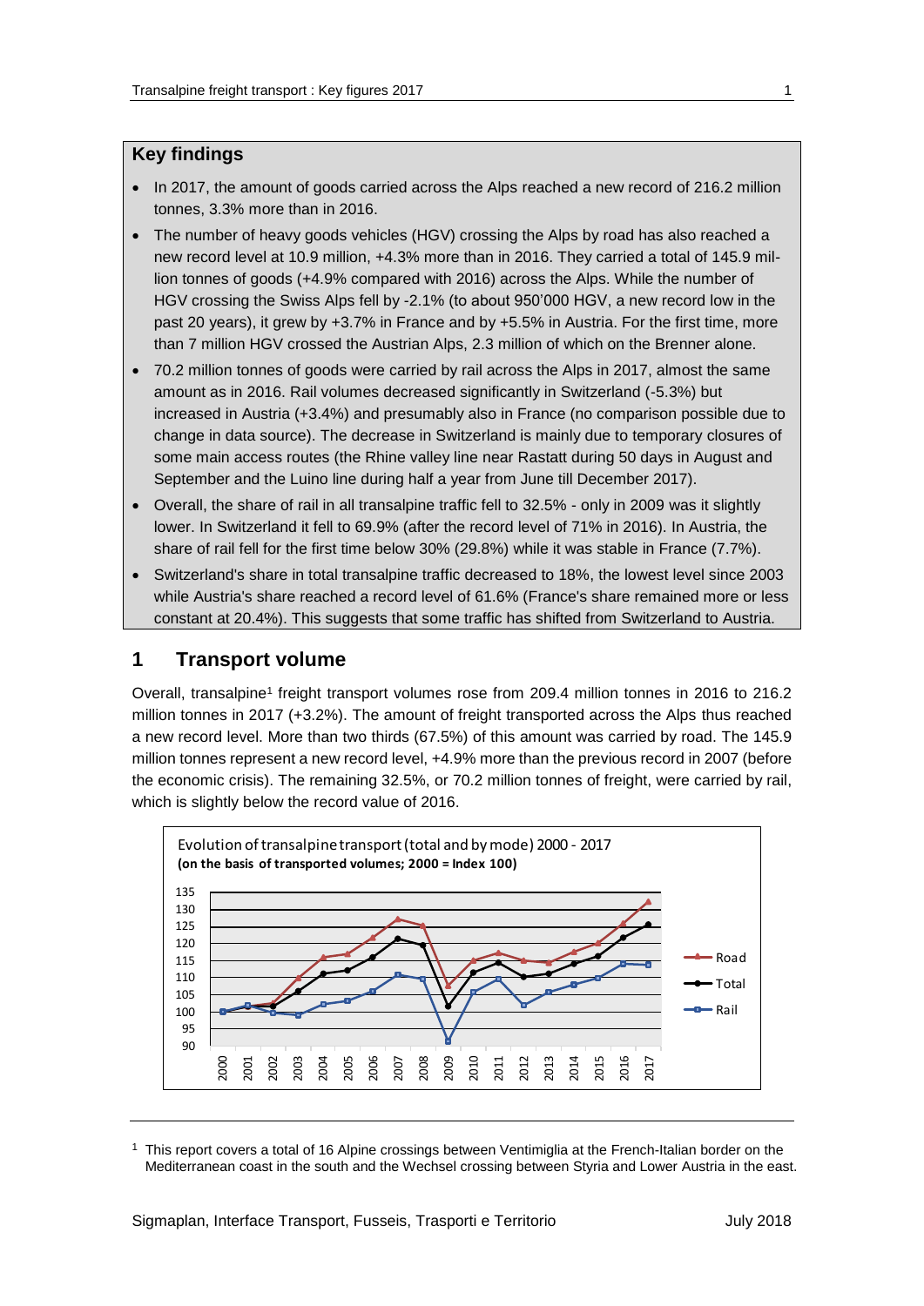## Key findings

- In 2017, the amount of goods carried across the Alps reached a new record of 216.2 million tonnes, 3.3% more than in 2016.
- The number of heavy goods vehicles (HGV) crossing the Alps by road has also reached a new record level at 10.9 million, +4.3% more than in 2016. They carried a total of 145.9 million tonnes of goods (+4.9% compared with 2016) across the Alps. While the number of HGV crossing the Swiss Alps fell by -2.1% (to about 950'000 HGV, a new record low in the past 20 years), it grew by +3.7% in France and by +5.5% in Austria. For the first time, more than 7 million HGV crossed the Austrian Alps, 2.3 million of which on the Brenner alone.
- 70.2 million tonnes of goods were carried by rail across the Alps in 2017, almost the same amount as in 2016. Rail volumes decreased significantly in Switzerland (-5.3%) but increased in Austria (+3.4%) and presumably also in France (no comparison possible due to change in data source). The decrease in Switzerland is mainly due to temporary closures of some main access routes (the Rhine valley line near Rastatt during 50 days in August and September and the Luino line during half a year from June till December 2017).
- Overall, the share of rail in all transalpine traffic fell to 32.5% - only in 2009 was it slightly lower. In Switzerland it fell to 69.9% (after the record level of 71% in 2016). In Austria, the share of rail fell for the first time below 30% (29.8%) while it was stable in France (7.7%).
- Switzerland's share in total transalpine traffic decreased to 18%, the lowest level since 2003 while Austria's share reached a record level of 61.6% (France's share remained more or less constant at 20.4%). This suggests that some traffic has shifted from Switzerland to Austria.

## 1 Transport volume

Overall, transalpine[1] freight transport volumes rose from 209.4 million tonnes in 2016 to 216.2 million tonnes in 2017 (+3.2%). The amount of freight transported across the Alps thus reached a new record level. More than two thirds (67.5%) of this amount was carried by road. The 145.9 million tonnes represent a new record level, +4.9% more than the previous record in 2007 (before the economic crisis). The remaining 32.5%, or 70.2 million tonnes of freight, were carried by rail, which is slightly below the record value of 2016.

Evolution of transalpine transport (total and by mode) 2000 - 2017
**(on the basis of transported volumes; 2000 = Index 100)**

[1] This report covers a total of 16 Alpine crossings between Ventimiglia at the French-Italian border on the Mediterranean coast in the south and the Wechsel crossing between Styria and Lower Austria in the east.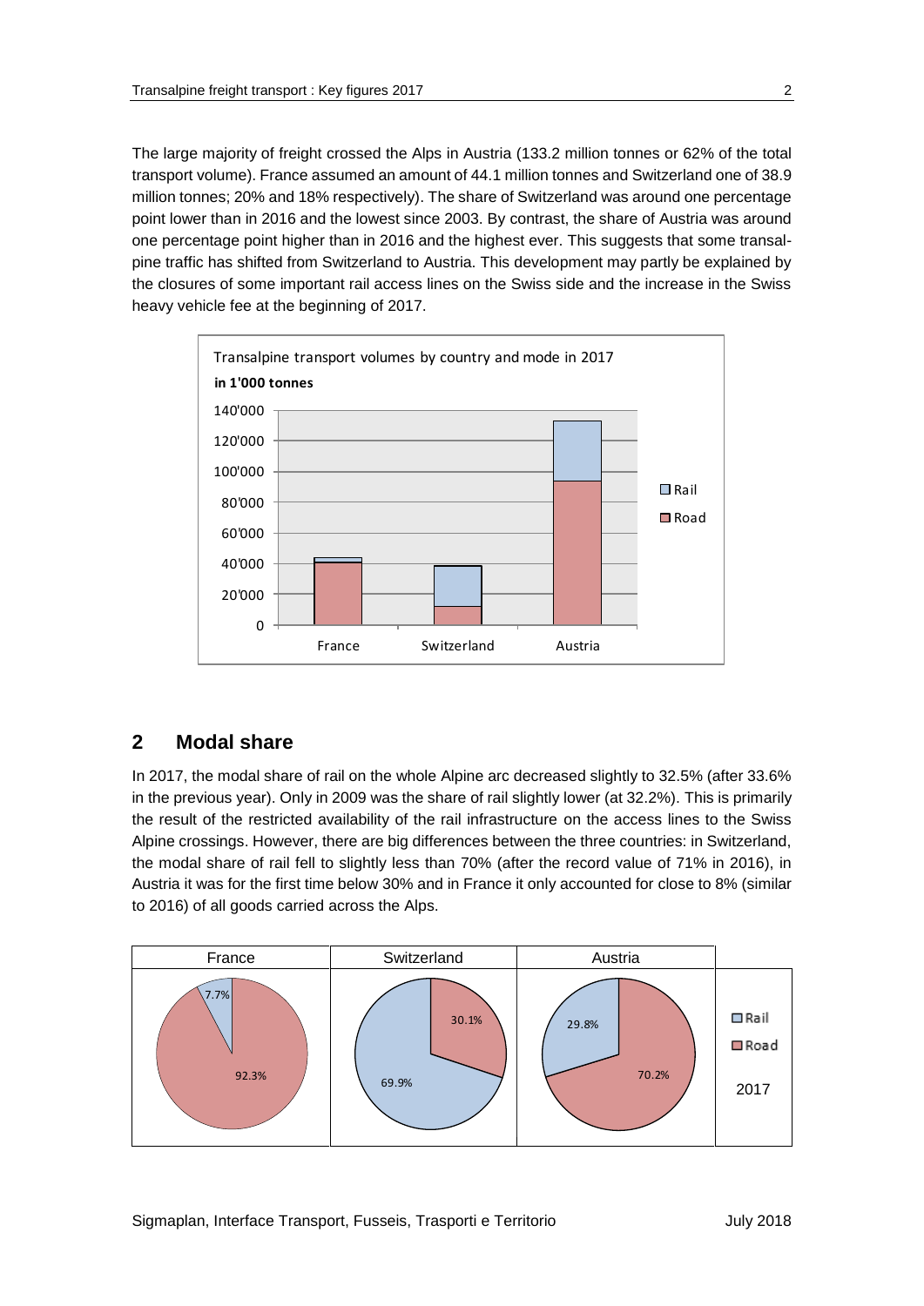The large majority of freight crossed the Alps in Austria (133.2 million tonnes or 62% of the total transport volume). France assumed an amount of 44.1 million tonnes and Switzerland one of 38.9 million tonnes; 20% and 18% respectively). The share of Switzerland was around one percentage point lower than in 2016 and the lowest since 2003. By contrast, the share of Austria was around one percentage point higher than in 2016 and the highest ever. This suggests that some transalpine traffic has shifted from Switzerland to Austria. This development may partly be explained by the closures of some important rail access lines on the Swiss side and the increase in the Swiss heavy vehicle fee at the beginning of 2017.

## 2 Modal share

In 2017, the modal share of rail on the whole Alpine arc decreased slightly to 32.5% (after 33.6% in the previous year). Only in 2009 was the share of rail slightly lower (at 32.2%). This is primarily the result of the restricted availability of the rail infrastructure on the access lines to the Swiss Alpine crossings. However, there are big differences between the three countries: in Switzerland, the modal share of rail fell to slightly less than 70% (after the record value of 71% in 2016), in Austria it was for the first time below 30% and in France it only accounted for close to 8% (similar to 2016) of all goods carried across the Alps.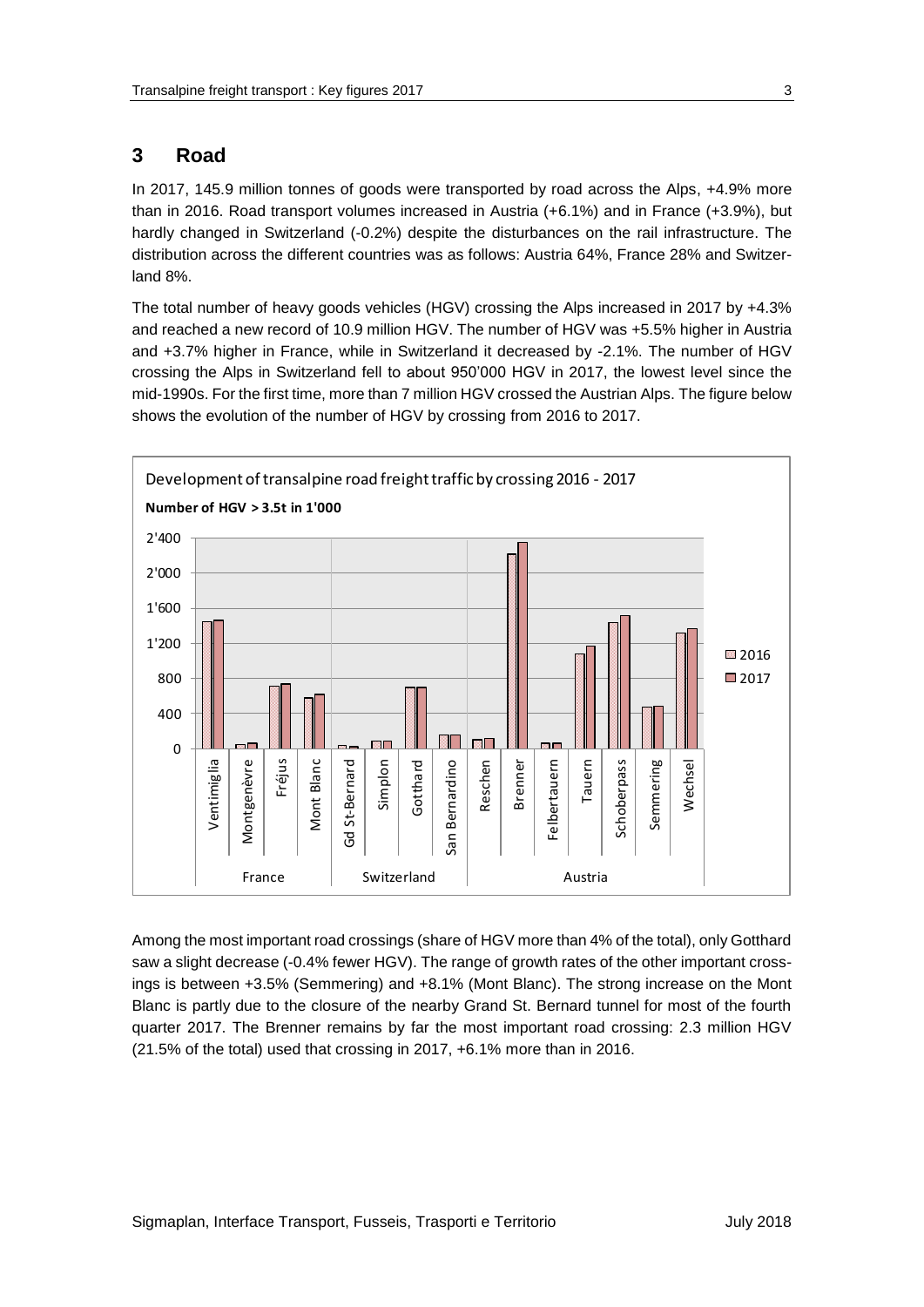## 3 Road

In 2017, 145.9 million tonnes of goods were transported by road across the Alps, +4.9% more than in 2016. Road transport volumes increased in Austria (+6.1%) and in France (+3.9%), but hardly changed in Switzerland (-0.2%) despite the disturbances on the rail infrastructure. The distribution across the different countries was as follows: Austria 64%, France 28% and Switzerland 8%.

The total number of heavy goods vehicles (HGV) crossing the Alps increased in 2017 by +4.3% and reached a new record of 10.9 million HGV. The number of HGV was +5.5% higher in Austria and +3.7% higher in France, while in Switzerland it decreased by -2.1%. The number of HGV crossing the Alps in Switzerland fell to about 950'000 HGV in 2017, the lowest level since the mid-1990s. For the first time, more than 7 million HGV crossed the Austrian Alps. The figure below shows the evolution of the number of HGV by crossing from 2016 to 2017.

Development of transalpine road freight traffic by crossing 2016 - 2017

**Number of HGV > 3.5t in 1'000**

Among the most important road crossings (share of HGV more than 4% of the total), only Gotthard saw a slight decrease (-0.4% fewer HGV). The range of growth rates of the other important crossings is between +3.5% (Semmering) and +8.1% (Mont Blanc). The strong increase on the Mont Blanc is partly due to the closure of the nearby Grand St. Bernard tunnel for most of the fourth quarter 2017. The Brenner remains by far the most important road crossing: 2.3 million HGV (21.5% of the total) used that crossing in 2017, +6.1% more than in 2016.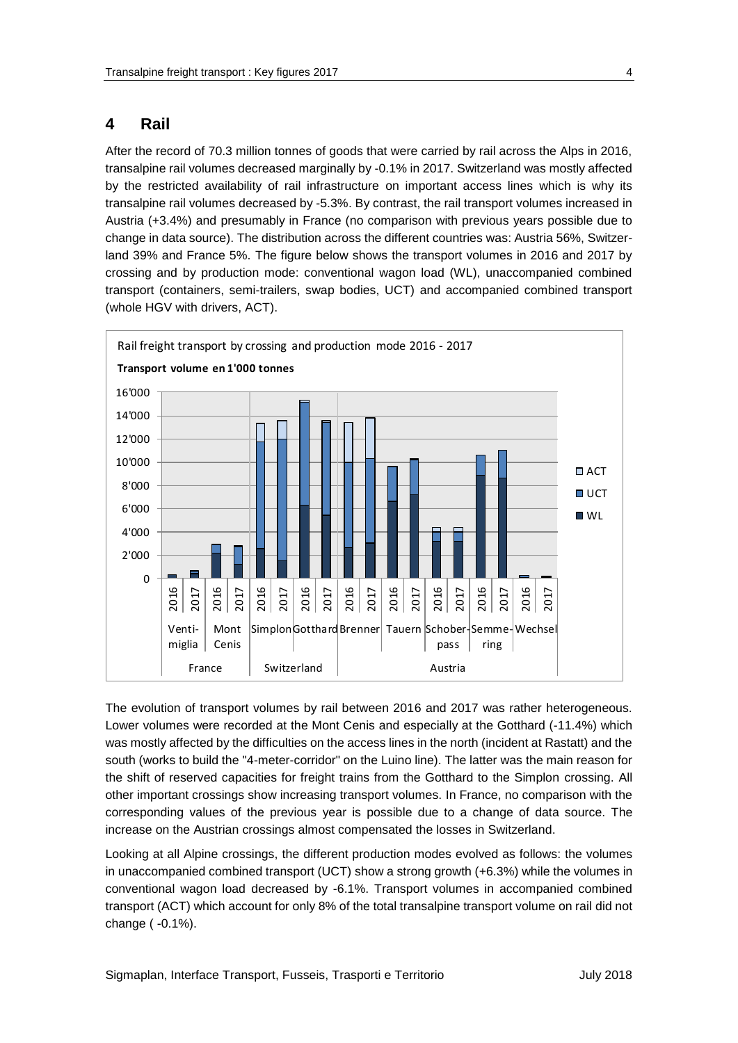# 4 Rail

After the record of 70.3 million tonnes of goods that were carried by rail across the Alps in 2016, transalpine rail volumes decreased marginally by -0.1% in 2017. Switzerland was mostly affected by the restricted availability of rail infrastructure on important access lines which is why its transalpine rail volumes decreased by -5.3%. By contrast, the rail transport volumes increased in Austria (+3.4%) and presumably in France (no comparison with previous years possible due to change in data source). The distribution across the different countries was: Austria 56%, Switzerland 39% and France 5%. The figure below shows the transport volumes in 2016 and 2017 by crossing and by production mode: conventional wagon load (WL), unaccompanied combined transport (containers, semi-trailers, swap bodies, UCT) and accompanied combined transport (whole HGV with drivers, ACT).

Rail freight transport by crossing and production mode 2016 - 2017

**Transport volume en 1'000 tonnes**

The evolution of transport volumes by rail between 2016 and 2017 was rather heterogeneous. Lower volumes were recorded at the Mont Cenis and especially at the Gotthard (-11.4%) which was mostly affected by the difficulties on the access lines in the north (incident at Rastatt) and the south (works to build the "4-meter-corridor" on the Luino line). The latter was the main reason for the shift of reserved capacities for freight trains from the Gotthard to the Simplon crossing. All other important crossings show increasing transport volumes. In France, no comparison with the corresponding values of the previous year is possible due to a change of data source. The increase on the Austrian crossings almost compensated the losses in Switzerland.

Looking at all Alpine crossings, the different production modes evolved as follows: the volumes in unaccompanied combined transport (UCT) show a strong growth (+6.3%) while the volumes in conventional wagon load decreased by -6.1%. Transport volumes in accompanied combined transport (ACT) which account for only 8% of the total transalpine transport volume on rail did not change ( -0.1%).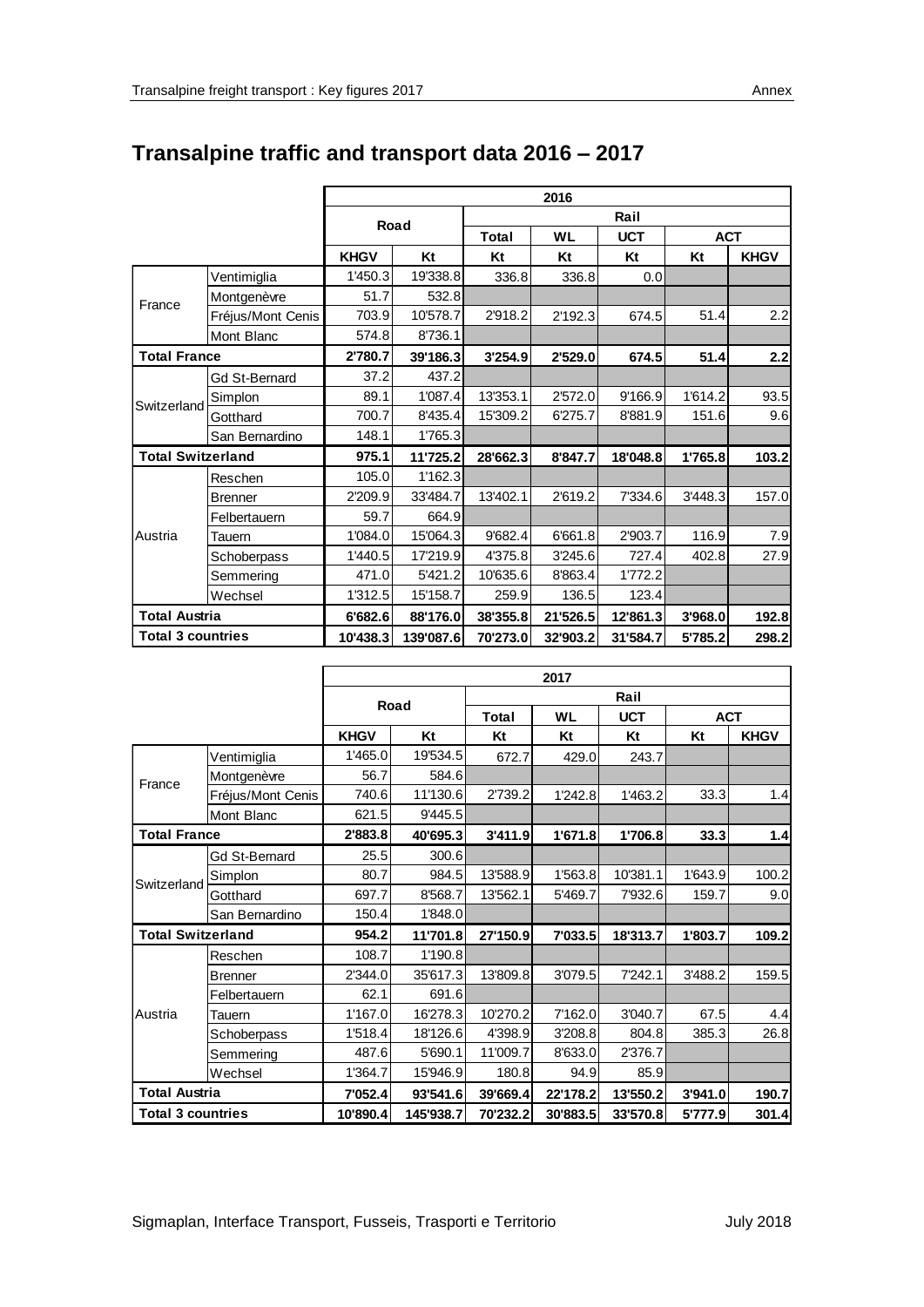# Transalpine traffic and transport data 2016 – 2017

| | | 2016 | | | | | | |
|---|---|---|---|---|---|---|---|---|
| | | Road | | Rail | | | | |
| | | | | Total | WL | UCT | ACT | |
| | | KHGV | Kt | Kt | Kt | Kt | Kt | KHGV |
| France | Ventimiglia | 1'450.3 | 19'338.8 | 336.8 | 336.8 | 0.0 | | |
| | Montgenèvre | 51.7 | 532.8 | | | | | |
| | Fréjus/Mont Cenis | 703.9 | 10'578.7 | 2'918.2 | 2'192.3 | 674.5 | 51.4 | 2.2 |
| | Mont Blanc | 574.8 | 8'736.1 | | | | | |
| **Total France** | | **2'780.7** | **39'186.3** | **3'254.9** | **2'529.0** | **674.5** | **51.4** | **2.2** |
| Switzerland | Gd St-Bernard | 37.2 | 437.2 | | | | | |
| | Simplon | 89.1 | 1'087.4 | 13'353.1 | 2'572.0 | 9'166.9 | 1'614.2 | 93.5 |
| | Gotthard | 700.7 | 8'435.4 | 15'309.2 | 6'275.7 | 8'881.9 | 151.6 | 9.6 |
| | San Bernardino | 148.1 | 1'765.3 | | | | | |
| **Total Switzerland** | | **975.1** | **11'725.2** | **28'662.3** | **8'847.7** | **18'048.8** | **1'765.8** | **103.2** |
| Austria | Reschen | 105.0 | 1'162.3 | | | | | |
| | Brenner | 2'209.9 | 33'484.7 | 13'402.1 | 2'619.2 | 7'334.6 | 3'448.3 | 157.0 |
| | Felbertauern | 59.7 | 664.9 | | | | | |
| | Tauern | 1'084.0 | 15'064.3 | 9'682.4 | 6'661.8 | 2'903.7 | 116.9 | 7.9 |
| | Schoberpass | 1'440.5 | 17'219.9 | 4'375.8 | 3'245.6 | 727.4 | 402.8 | 27.9 |
| | Semmering | 471.0 | 5'421.2 | 10'635.6 | 8'863.4 | 1'772.2 | | |
| | Wechsel | 1'312.5 | 15'158.7 | 259.9 | 136.5 | 123.4 | | |
| **Total Austria** | | **6'682.6** | **88'176.0** | **38'355.8** | **21'526.5** | **12'861.3** | **3'968.0** | **192.8** |
| **Total 3 countries** | | **10'438.3** | **139'087.6** | **70'273.0** | **32'903.2** | **31'584.7** | **5'785.2** | **298.2** |

| | | 2017 | | | | | | |
|---|---|---|---|---|---|---|---|---|
| | | Road | | Rail | | | | |
| | | | | Total | WL | UCT | ACT | |
| | | KHGV | Kt | Kt | Kt | Kt | Kt | KHGV |
| France | Ventimiglia | 1'465.0 | 19'534.5 | 672.7 | 429.0 | 243.7 | | |
| | Montgenèvre | 56.7 | 584.6 | | | | | |
| | Fréjus/Mont Cenis | 740.6 | 11'130.6 | 2'739.2 | 1'242.8 | 1'463.2 | 33.3 | 1.4 |
| | Mont Blanc | 621.5 | 9'445.5 | | | | | |
| **Total France** | | **2'883.8** | **40'695.3** | **3'411.9** | **1'671.8** | **1'706.8** | **33.3** | **1.4** |
| Switzerland | Gd St-Bernard | 25.5 | 300.6 | | | | | |
| | Simplon | 80.7 | 984.5 | 13'588.9 | 1'563.8 | 10'381.1 | 1'643.9 | 100.2 |
| | Gotthard | 697.7 | 8'568.7 | 13'562.1 | 5'469.7 | 7'932.6 | 159.7 | 9.0 |
| | San Bernardino | 150.4 | 1'848.0 | | | | | |
| **Total Switzerland** | | **954.2** | **11'701.8** | **27'150.9** | **7'033.5** | **18'313.7** | **1'803.7** | **109.2** |
| Austria | Reschen | 108.7 | 1'190.8 | | | | | |
| | Brenner | 2'344.0 | 35'617.3 | 13'809.8 | 3'079.5 | 7'242.1 | 3'488.2 | 159.5 |
| | Felbertauern | 62.1 | 691.6 | | | | | |
| | Tauern | 1'167.0 | 16'278.3 | 10'270.2 | 7'162.0 | 3'040.7 | 67.5 | 4.4 |
| | Schoberpass | 1'518.4 | 18'126.6 | 4'398.9 | 3'208.8 | 804.8 | 385.3 | 26.8 |
| | Semmering | 487.6 | 5'690.1 | 11'009.7 | 8'633.0 | 2'376.7 | | |
| | Wechsel | 1'364.7 | 15'946.9 | 180.8 | 94.9 | 85.9 | | |
| **Total Austria** | | **7'052.4** | **93'541.6** | **39'669.4** | **22'178.2** | **13'550.2** | **3'941.0** | **190.7** |
| **Total 3 countries** | | **10'890.4** | **145'938.7** | **70'232.2** | **30'883.5** | **33'570.8** | **5'777.9** | **301.4** |

Sigmaplan, Interface Transport, Fusseis, Trasporti e Territorio — July 2018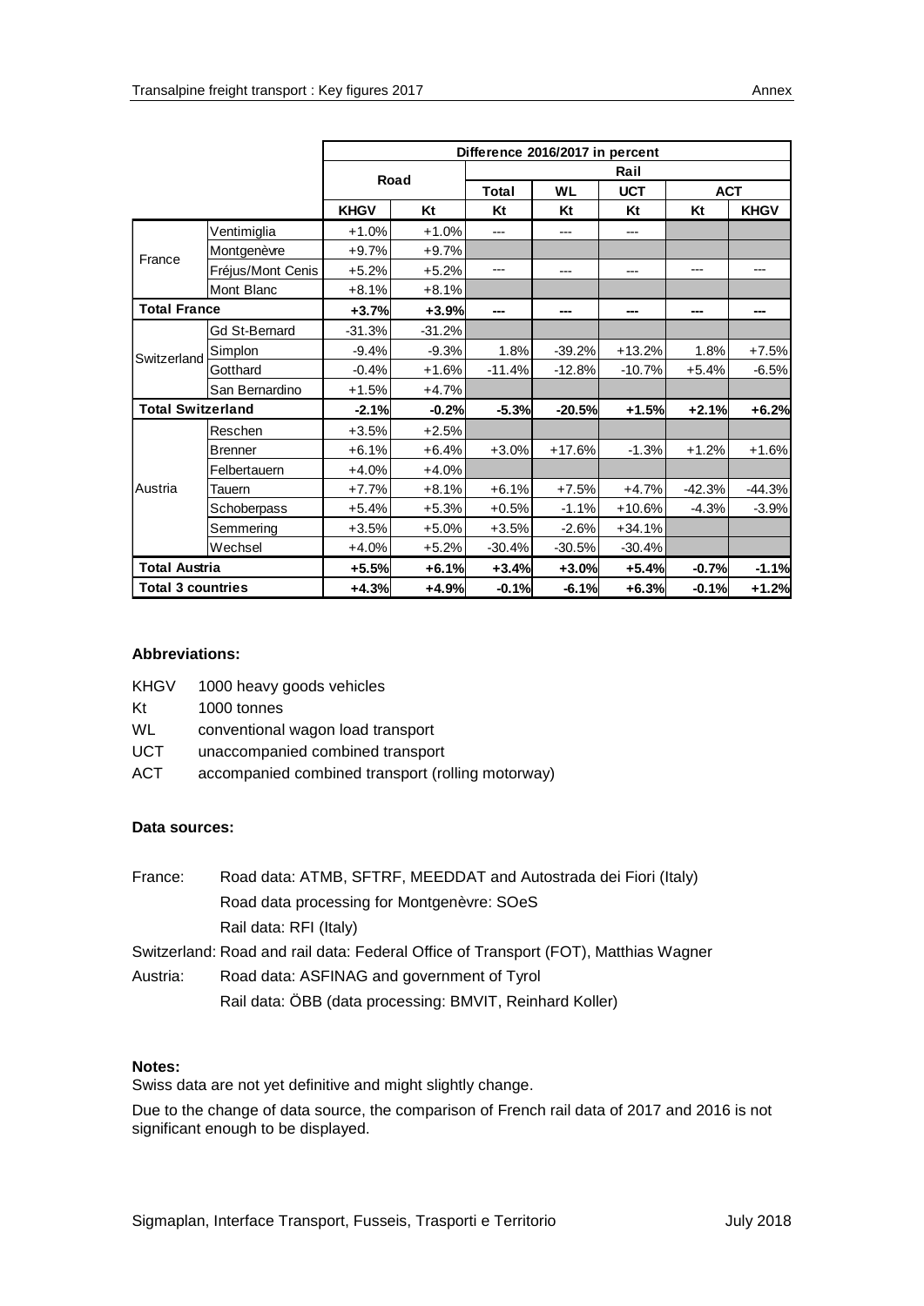| | | Difference 2016/2017 in percent | | | | | | |
|---|---|---|---|---|---|---|---|---|
| | | Road | | Rail | | | | |
| | | | | Total | WL | UCT | ACT | |
| | | KHGV | Kt | Kt | Kt | Kt | Kt | KHGV |
| France | Ventimiglia | +1.0% | +1.0% | --- | --- | --- | | |
| | Montgenèvre | +9.7% | +9.7% | | | | | |
| | Fréjus/Mont Cenis | +5.2% | +5.2% | --- | --- | --- | --- | --- |
| | Mont Blanc | +8.1% | +8.1% | | | | | |
| **Total France** | | **+3.7%** | **+3.9%** | **---** | **---** | **---** | **---** | **---** |
| Switzerland | Gd St-Bernard | -31.3% | -31.2% | | | | | |
| | Simplon | -9.4% | -9.3% | 1.8% | -39.2% | +13.2% | 1.8% | +7.5% |
| | Gotthard | -0.4% | +1.6% | -11.4% | -12.8% | -10.7% | +5.4% | -6.5% |
| | San Bernardino | +1.5% | +4.7% | | | | | |
| **Total Switzerland** | | **-2.1%** | **-0.2%** | **-5.3%** | **-20.5%** | **+1.5%** | **+2.1%** | **+6.2%** |
| Austria | Reschen | +3.5% | +2.5% | | | | | |
| | Brenner | +6.1% | +6.4% | +3.0% | +17.6% | -1.3% | +1.2% | +1.6% |
| | Felbertauern | +4.0% | +4.0% | | | | | |
| | Tauern | +7.7% | +8.1% | +6.1% | +7.5% | +4.7% | -42.3% | -44.3% |
| | Schoberpass | +5.4% | +5.3% | +0.5% | -1.1% | +10.6% | -4.3% | -3.9% |
| | Semmering | +3.5% | +5.0% | +3.5% | -2.6% | +34.1% | | |
| | Wechsel | +4.0% | +5.2% | -30.4% | -30.5% | -30.4% | | |
| **Total Austria** | | **+5.5%** | **+6.1%** | **+3.4%** | **+3.0%** | **+5.4%** | **-0.7%** | **-1.1%** |
| **Total 3 countries** | | **+4.3%** | **+4.9%** | **-0.1%** | **-6.1%** | **+6.3%** | **-0.1%** | **+1.2%** |

**Abbreviations:**

KHGV 1000 heavy goods vehicles

Kt 1000 tonnes

WL conventional wagon load transport

UCT unaccompanied combined transport

ACT accompanied combined transport (rolling motorway)

**Data sources:**

France: Road data: ATMB, SFTRF, MEEDDAT and Autostrada dei Fiori (Italy)

Road data processing for Montgenèvre: SOeS

Rail data: RFI (Italy)

Switzerland: Road and rail data: Federal Office of Transport (FOT), Matthias Wagner

Austria: Road data: ASFINAG and government of Tyrol

Rail data: ÖBB (data processing: BMVIT, Reinhard Koller)

**Notes:**

Swiss data are not yet definitive and might slightly change.

Due to the change of data source, the comparison of French rail data of 2017 and 2016 is not significant enough to be displayed.

Sigmaplan, Interface Transport, Fusseis, Trasporti e Territorio July 2018